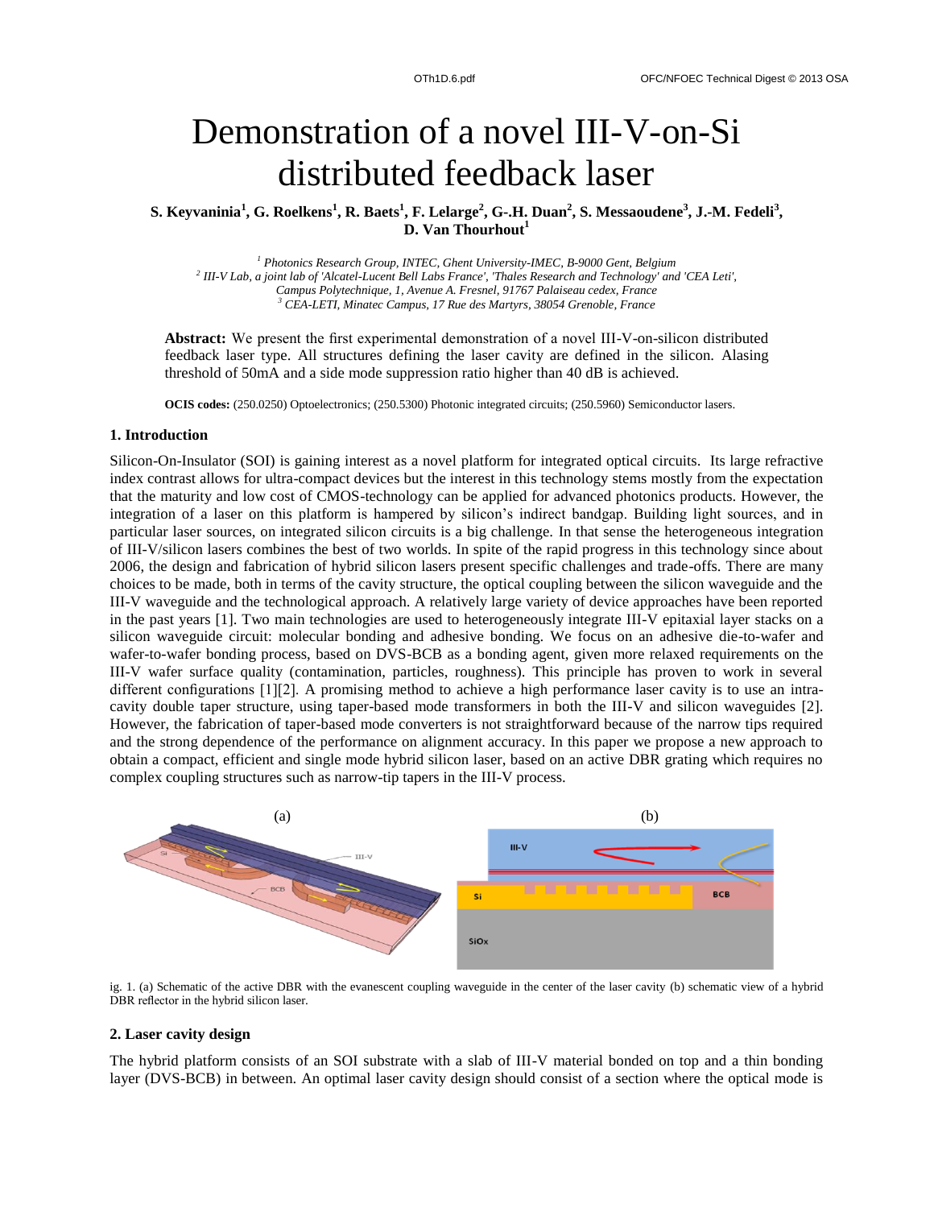# Demonstration of a novel III-V-on-Si distributed feedback laser

**S. Keyvaninia[1], G. Roelkens[1], R. Baets[1], F. Lelarge[2], G-.H. Duan[2], S. Messaoudene[3], J.-M. Fedeli[3], D. Van Thourhout[1]**

*[1] Photonics Research Group, INTEC, Ghent University-IMEC, B-9000 Gent, Belgium*
*[2] III-V Lab, a joint lab of 'Alcatel-Lucent Bell Labs France', 'Thales Research and Technology' and 'CEA Leti', Campus Polytechnique, 1, Avenue A. Fresnel, 91767 Palaiseau cedex, France*
*[3] CEA-LETI, Minatec Campus, 17 Rue des Martyrs, 38054 Grenoble, France*

**Abstract:** We present the first experimental demonstration of a novel III-V-on-silicon distributed feedback laser type. All structures defining the laser cavity are defined in the silicon. Alasing threshold of 50mA and a side mode suppression ratio higher than 40 dB is achieved.

**OCIS codes:** (250.0250) Optoelectronics; (250.5300) Photonic integrated circuits; (250.5960) Semiconductor lasers.

## 1. Introduction

Silicon-On-Insulator (SOI) is gaining interest as a novel platform for integrated optical circuits. Its large refractive index contrast allows for ultra-compact devices but the interest in this technology stems mostly from the expectation that the maturity and low cost of CMOS-technology can be applied for advanced photonics products. However, the integration of a laser on this platform is hampered by silicon's indirect bandgap. Building light sources, and in particular laser sources, on integrated silicon circuits is a big challenge. In that sense the heterogeneous integration of III-V/silicon lasers combines the best of two worlds. In spite of the rapid progress in this technology since about 2006, the design and fabrication of hybrid silicon lasers present specific challenges and trade-offs. There are many choices to be made, both in terms of the cavity structure, the optical coupling between the silicon waveguide and the III-V waveguide and the technological approach. A relatively large variety of device approaches have been reported in the past years [1]. Two main technologies are used to heterogeneously integrate III-V epitaxial layer stacks on a silicon waveguide circuit: molecular bonding and adhesive bonding. We focus on an adhesive die-to-wafer and wafer-to-wafer bonding process, based on DVS-BCB as a bonding agent, given more relaxed requirements on the III-V wafer surface quality (contamination, particles, roughness). This principle has proven to work in several different configurations [1][2]. A promising method to achieve a high performance laser cavity is to use an intra-cavity double taper structure, using taper-based mode transformers in both the III-V and silicon waveguides [2]. However, the fabrication of taper-based mode converters is not straightforward because of the narrow tips required and the strong dependence of the performance on alignment accuracy. In this paper we propose a new approach to obtain a compact, efficient and single mode hybrid silicon laser, based on an active DBR grating which requires no complex coupling structures such as narrow-tip tapers in the III-V process.

(a)

Si

III-V

BCB

(b)

III-V

Si

BCB

SiOx

ig. 1. (a) Schematic of the active DBR with the evanescent coupling waveguide in the center of the laser cavity (b) schematic view of a hybrid DBR reflector in the hybrid silicon laser.

## 2. Laser cavity design

The hybrid platform consists of an SOI substrate with a slab of III-V material bonded on top and a thin bonding layer (DVS-BCB) in between. An optimal laser cavity design should consist of a section where the optical mode is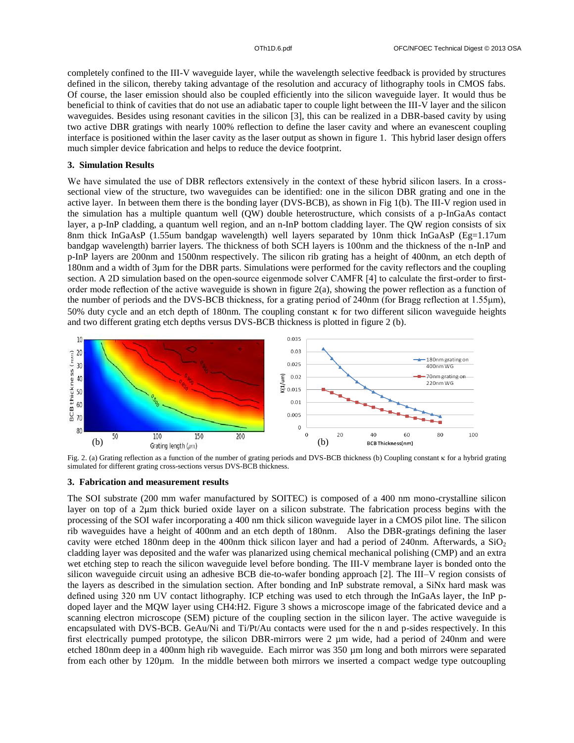completely confined to the III-V waveguide layer, while the wavelength selective feedback is provided by structures defined in the silicon, thereby taking advantage of the resolution and accuracy of lithography tools in CMOS fabs. Of course, the laser emission should also be coupled efficiently into the silicon waveguide layer. It would thus be beneficial to think of cavities that do not use an adiabatic taper to couple light between the III-V layer and the silicon waveguides. Besides using resonant cavities in the silicon [3], this can be realized in a DBR-based cavity by using two active DBR gratings with nearly 100% reflection to define the laser cavity and where an evanescent coupling interface is positioned within the laser cavity as the laser output as shown in figure 1. This hybrid laser design offers much simpler device fabrication and helps to reduce the device footprint.

### 3. Simulation Results

We have simulated the use of DBR reflectors extensively in the context of these hybrid silicon lasers. In a cross-sectional view of the structure, two waveguides can be identified: one in the silicon DBR grating and one in the active layer. In between them there is the bonding layer (DVS-BCB), as shown in Fig 1(b). The III-V region used in the simulation has a multiple quantum well (QW) double heterostructure, which consists of a p-InGaAs contact layer, a p-InP cladding, a quantum well region, and an n-InP bottom cladding layer. The QW region consists of six 8nm thick InGaAsP (1.55um bandgap wavelength) well layers separated by 10nm thick InGaAsP (Eg=1.17um bandgap wavelength) barrier layers. The thickness of both SCH layers is 100nm and the thickness of the n-InP and p-InP layers are 200nm and 1500nm respectively. The silicon rib grating has a height of 400nm, an etch depth of 180nm and a width of 3µm for the DBR parts. Simulations were performed for the cavity reflectors and the coupling section. A 2D simulation based on the open-source eigenmode solver CAMFR [4] to calculate the first-order to first-order mode reflection of the active waveguide is shown in figure 2(a), showing the power reflection as a function of the number of periods and the DVS-BCB thickness, for a grating period of 240nm (for Bragg reflection at 1.55µm), 50% duty cycle and an etch depth of 180nm. The coupling constant $\kappa$ for two different silicon waveguide heights and two different grating etch depths versus DVS-BCB thickness is plotted in figure 2 (b).

Fig. 2. (a) Grating reflection as a function of the number of grating periods and DVS-BCB thickness (b) Coupling constant $\kappa$ for a hybrid grating simulated for different grating cross-sections versus DVS-BCB thickness.

### 3. Fabrication and measurement results

The SOI substrate (200 mm wafer manufactured by SOITEC) is composed of a 400 nm mono-crystalline silicon layer on top of a 2µm thick buried oxide layer on a silicon substrate. The fabrication process begins with the processing of the SOI wafer incorporating a 400 nm thick silicon waveguide layer in a CMOS pilot line. The silicon rib waveguides have a height of 400nm and an etch depth of 180nm. Also the DBR-gratings defining the laser cavity were etched 180nm deep in the 400nm thick silicon layer and had a period of 240nm. Afterwards, a $SiO_2$ cladding layer was deposited and the wafer was planarized using chemical mechanical polishing (CMP) and an extra wet etching step to reach the silicon waveguide level before bonding. The III-V membrane layer is bonded onto the silicon waveguide circuit using an adhesive BCB die-to-wafer bonding approach [2]. The III–V region consists of the layers as described in the simulation section. After bonding and InP substrate removal, a SiNx hard mask was defined using 320 nm UV contact lithography. ICP etching was used to etch through the InGaAs layer, the InP p-doped layer and the MQW layer using CH4:H2. Figure 3 shows a microscope image of the fabricated device and a scanning electron microscope (SEM) picture of the coupling section in the silicon layer. The active waveguide is encapsulated with DVS-BCB. GeAu/Ni and Ti/Pt/Au contacts were used for the n and p-sides respectively. In this first electrically pumped prototype, the silicon DBR-mirrors were 2 µm wide, had a period of 240nm and were etched 180nm deep in a 400nm high rib waveguide. Each mirror was 350 µm long and both mirrors were separated from each other by 120µm. In the middle between both mirrors we inserted a compact wedge type outcoupling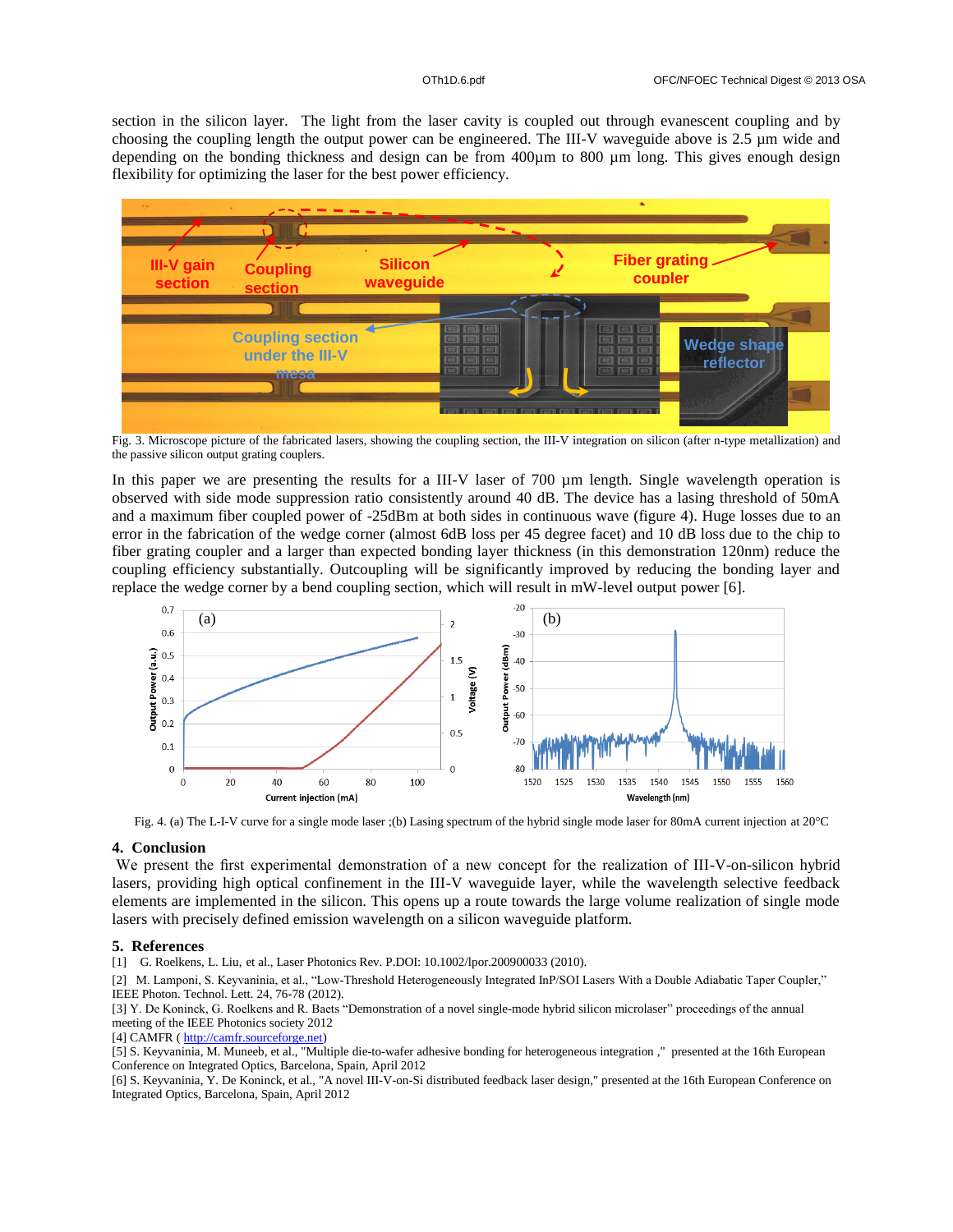section in the silicon layer. The light from the laser cavity is coupled out through evanescent coupling and by choosing the coupling length the output power can be engineered. The III-V waveguide above is 2.5 µm wide and depending on the bonding thickness and design can be from 400µm to 800 µm long. This gives enough design flexibility for optimizing the laser for the best power efficiency.

III-V gain section

Coupling section

Silicon waveguide

Fiber grating coupler

Coupling section under the III-V mesa

Wedge shape reflector

Fig. 3. Microscope picture of the fabricated lasers, showing the coupling section, the III-V integration on silicon (after n-type metallization) and the passive silicon output grating couplers.

In this paper we are presenting the results for a III-V laser of 700 µm length. Single wavelength operation is observed with side mode suppression ratio consistently around 40 dB. The device has a lasing threshold of 50mA and a maximum fiber coupled power of -25dBm at both sides in continuous wave (figure 4). Huge losses due to an error in the fabrication of the wedge corner (almost 6dB loss per 45 degree facet) and 10 dB loss due to the chip to fiber grating coupler and a larger than expected bonding layer thickness (in this demonstration 120nm) reduce the coupling efficiency substantially. Outcoupling will be significantly improved by reducing the bonding layer and replace the wedge corner by a bend coupling section, which will result in mW-level output power [6].

(a)

Output Power (a.u.)

0.7
0.6
0.5
0.4
0.3
0.2
0.1
0

Voltage (V)

2
1.5
1
0.5
0

Current injection (mA)

0 20 40 60 80 100

(b)

Output Power (dBm)

-20
-30
-40
-50
-60
-70
-80

Wavelength (nm)

1520 1525 1530 1535 1540 1545 1550 1555 1560

Fig. 4. (a) The L-I-V curve for a single mode laser ;(b) Lasing spectrum of the hybrid single mode laser for 80mA current injection at 20°C

## 4. Conclusion

We present the first experimental demonstration of a new concept for the realization of III-V-on-silicon hybrid lasers, providing high optical confinement in the III-V waveguide layer, while the wavelength selective feedback elements are implemented in the silicon. This opens up a route towards the large volume realization of single mode lasers with precisely defined emission wavelength on a silicon waveguide platform.

## 5. References

[1] G. Roelkens, L. Liu, et al., Laser Photonics Rev. P.DOI: 10.1002/lpor.200900033 (2010).

[2] M. Lamponi, S. Keyvaninia, et al., "Low-Threshold Heterogeneously Integrated InP/SOI Lasers With a Double Adiabatic Taper Coupler," IEEE Photon. Technol. Lett. 24, 76-78 (2012).

[3] Y. De Koninck, G. Roelkens and R. Baets "Demonstration of a novel single-mode hybrid silicon microlaser" proceedings of the annual meeting of the IEEE Photonics society 2012

[4] CAMFR ( http://camfr.sourceforge.net)

[5] S. Keyvaninia, M. Muneeb, et al., "Multiple die-to-wafer adhesive bonding for heterogeneous integration ," presented at the 16th European Conference on Integrated Optics, Barcelona, Spain, April 2012

[6] S. Keyvaninia, Y. De Koninck, et al., "A novel III-V-on-Si distributed feedback laser design," presented at the 16th European Conference on Integrated Optics, Barcelona, Spain, April 2012